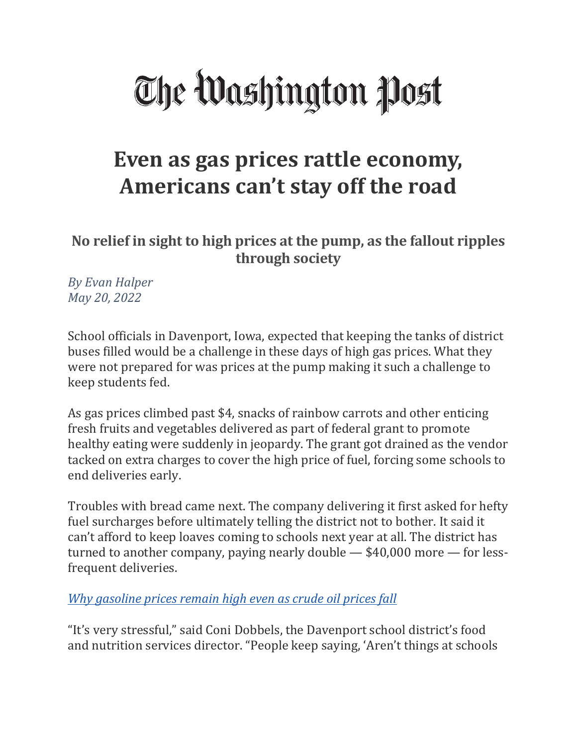# The Washington Post

## Even as gas prices rattle economy, Americans can't stay off the road

### No relief in sight to high prices at the pump, as the fallout ripples through society

*By Evan Halper*
*May 20, 2022*

School officials in Davenport, Iowa, expected that keeping the tanks of district buses filled would be a challenge in these days of high gas prices. What they were not prepared for was prices at the pump making it such a challenge to keep students fed.

As gas prices climbed past $4, snacks of rainbow carrots and other enticing fresh fruits and vegetables delivered as part of federal grant to promote healthy eating were suddenly in jeopardy. The grant got drained as the vendor tacked on extra charges to cover the high price of fuel, forcing some schools to end deliveries early.

Troubles with bread came next. The company delivering it first asked for hefty fuel surcharges before ultimately telling the district not to bother. It said it can't afford to keep loaves coming to schools next year at all. The district has turned to another company, paying nearly double — $40,000 more — for less-frequent deliveries.

*Why gasoline prices remain high even as crude oil prices fall*

"It's very stressful," said Coni Dobbels, the Davenport school district's food and nutrition services director. "People keep saying, 'Aren't things at schools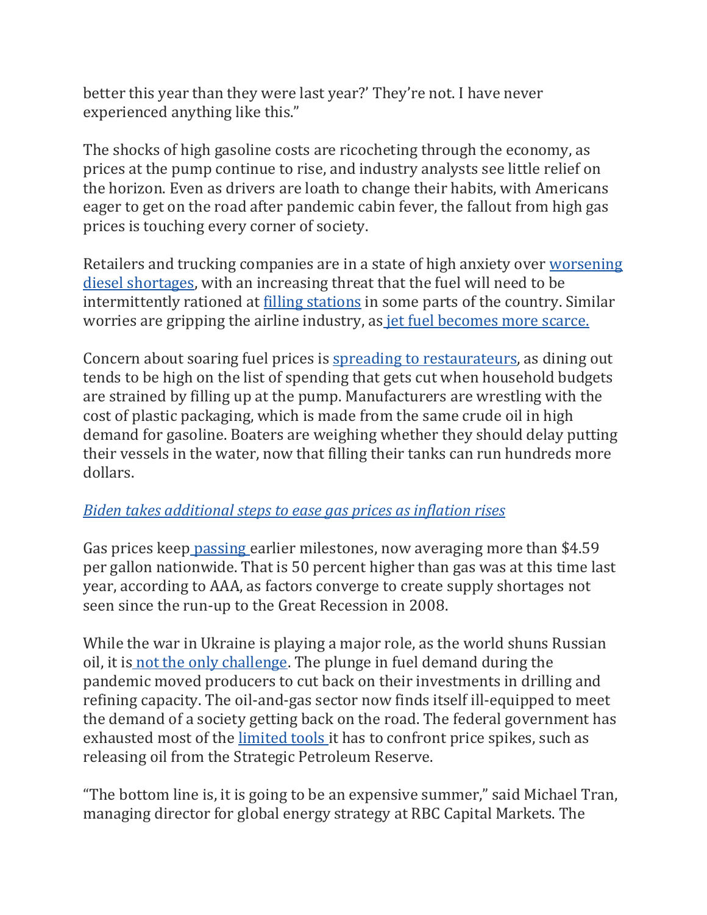better this year than they were last year?' They're not. I have never experienced anything like this."

The shocks of high gasoline costs are ricocheting through the economy, as prices at the pump continue to rise, and industry analysts see little relief on the horizon. Even as drivers are loath to change their habits, with Americans eager to get on the road after pandemic cabin fever, the fallout from high gas prices is touching every corner of society.

Retailers and trucking companies are in a state of high anxiety over worsening diesel shortages, with an increasing threat that the fuel will need to be intermittently rationed at filling stations in some parts of the country. Similar worries are gripping the airline industry, as jet fuel becomes more scarce.

Concern about soaring fuel prices is spreading to restaurateurs, as dining out tends to be high on the list of spending that gets cut when household budgets are strained by filling up at the pump. Manufacturers are wrestling with the cost of plastic packaging, which is made from the same crude oil in high demand for gasoline. Boaters are weighing whether they should delay putting their vessels in the water, now that filling their tanks can run hundreds more dollars.

*Biden takes additional steps to ease gas prices as inflation rises*

Gas prices keep passing earlier milestones, now averaging more than $4.59 per gallon nationwide. That is 50 percent higher than gas was at this time last year, according to AAA, as factors converge to create supply shortages not seen since the run-up to the Great Recession in 2008.

While the war in Ukraine is playing a major role, as the world shuns Russian oil, it is not the only challenge. The plunge in fuel demand during the pandemic moved producers to cut back on their investments in drilling and refining capacity. The oil-and-gas sector now finds itself ill-equipped to meet the demand of a society getting back on the road. The federal government has exhausted most of the limited tools it has to confront price spikes, such as releasing oil from the Strategic Petroleum Reserve.

"The bottom line is, it is going to be an expensive summer," said Michael Tran, managing director for global energy strategy at RBC Capital Markets. The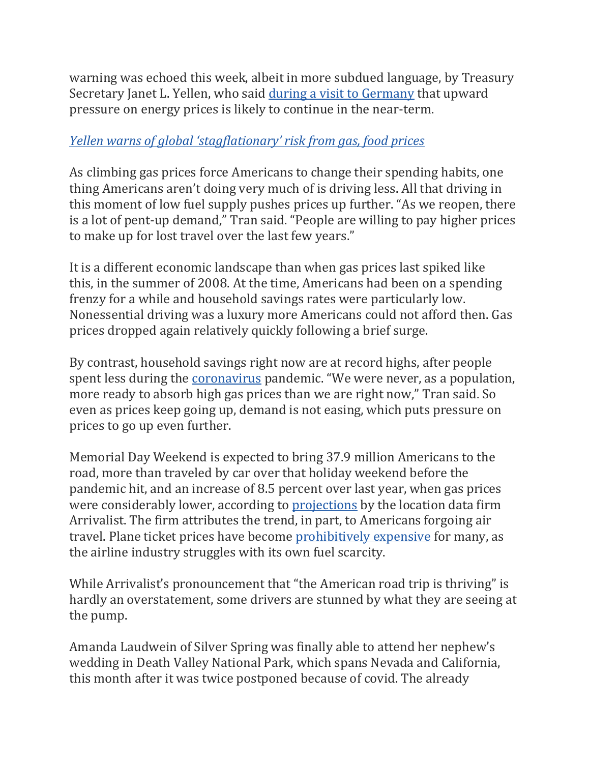warning was echoed this week, albeit in more subdued language, by Treasury Secretary Janet L. Yellen, who said during a visit to Germany that upward pressure on energy prices is likely to continue in the near-term.

*Yellen warns of global 'stagflationary' risk from gas, food prices*

As climbing gas prices force Americans to change their spending habits, one thing Americans aren't doing very much of is driving less. All that driving in this moment of low fuel supply pushes prices up further. "As we reopen, there is a lot of pent-up demand," Tran said. "People are willing to pay higher prices to make up for lost travel over the last few years."

It is a different economic landscape than when gas prices last spiked like this, in the summer of 2008. At the time, Americans had been on a spending frenzy for a while and household savings rates were particularly low. Nonessential driving was a luxury more Americans could not afford then. Gas prices dropped again relatively quickly following a brief surge.

By contrast, household savings right now are at record highs, after people spent less during the coronavirus pandemic. "We were never, as a population, more ready to absorb high gas prices than we are right now," Tran said. So even as prices keep going up, demand is not easing, which puts pressure on prices to go up even further.

Memorial Day Weekend is expected to bring 37.9 million Americans to the road, more than traveled by car over that holiday weekend before the pandemic hit, and an increase of 8.5 percent over last year, when gas prices were considerably lower, according to projections by the location data firm Arrivalist. The firm attributes the trend, in part, to Americans forgoing air travel. Plane ticket prices have become prohibitively expensive for many, as the airline industry struggles with its own fuel scarcity.

While Arrivalist's pronouncement that "the American road trip is thriving" is hardly an overstatement, some drivers are stunned by what they are seeing at the pump.

Amanda Laudwein of Silver Spring was finally able to attend her nephew's wedding in Death Valley National Park, which spans Nevada and California, this month after it was twice postponed because of covid. The already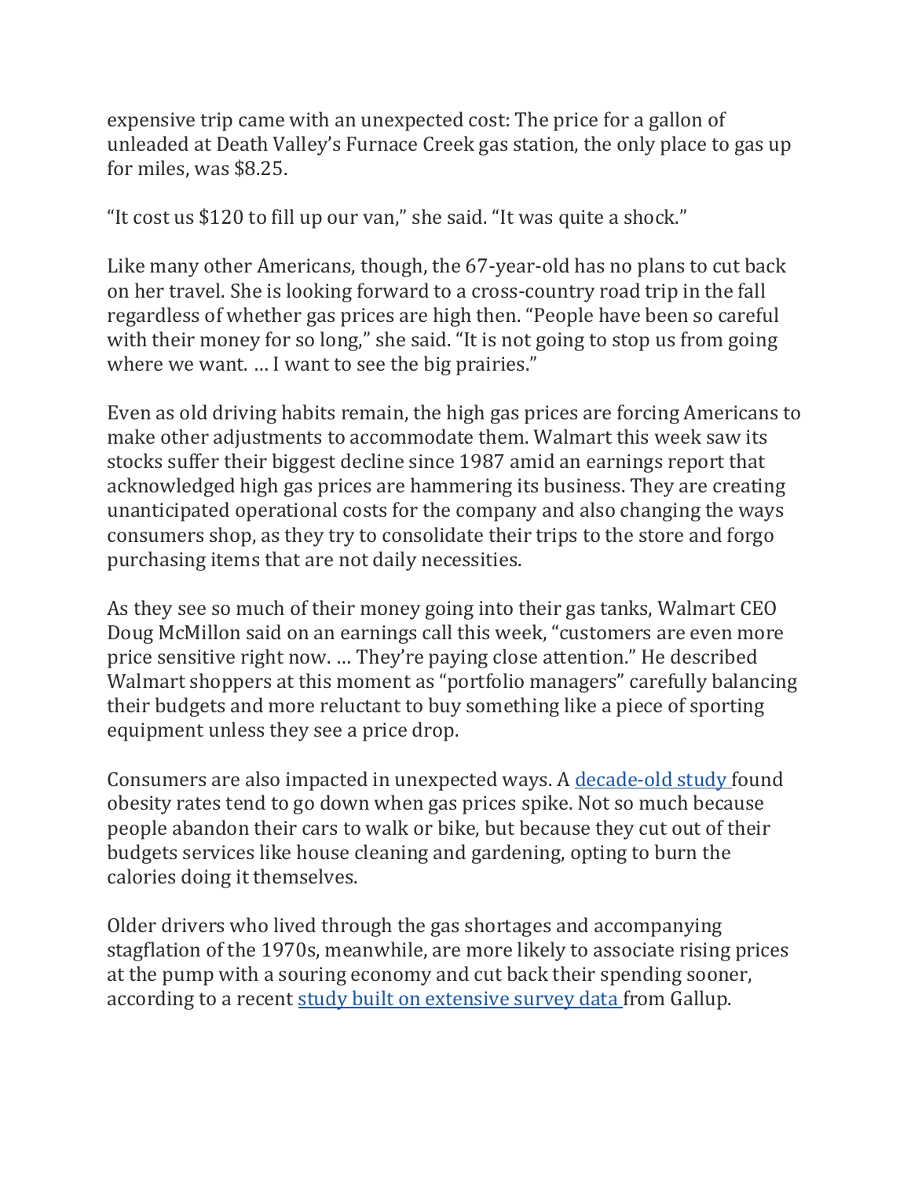expensive trip came with an unexpected cost: The price for a gallon of unleaded at Death Valley's Furnace Creek gas station, the only place to gas up for miles, was $8.25.

"It cost us $120 to fill up our van," she said. "It was quite a shock."

Like many other Americans, though, the 67-year-old has no plans to cut back on her travel. She is looking forward to a cross-country road trip in the fall regardless of whether gas prices are high then. "People have been so careful with their money for so long," she said. "It is not going to stop us from going where we want. … I want to see the big prairies."

Even as old driving habits remain, the high gas prices are forcing Americans to make other adjustments to accommodate them. Walmart this week saw its stocks suffer their biggest decline since 1987 amid an earnings report that acknowledged high gas prices are hammering its business. They are creating unanticipated operational costs for the company and also changing the ways consumers shop, as they try to consolidate their trips to the store and forgo purchasing items that are not daily necessities.

As they see so much of their money going into their gas tanks, Walmart CEO Doug McMillon said on an earnings call this week, "customers are even more price sensitive right now. … They're paying close attention." He described Walmart shoppers at this moment as "portfolio managers" carefully balancing their budgets and more reluctant to buy something like a piece of sporting equipment unless they see a price drop.

Consumers are also impacted in unexpected ways. A [decade-old study](#) found obesity rates tend to go down when gas prices spike. Not so much because people abandon their cars to walk or bike, but because they cut out of their budgets services like house cleaning and gardening, opting to burn the calories doing it themselves.

Older drivers who lived through the gas shortages and accompanying stagflation of the 1970s, meanwhile, are more likely to associate rising prices at the pump with a souring economy and cut back their spending sooner, according to a recent [study built on extensive survey data](#) from Gallup.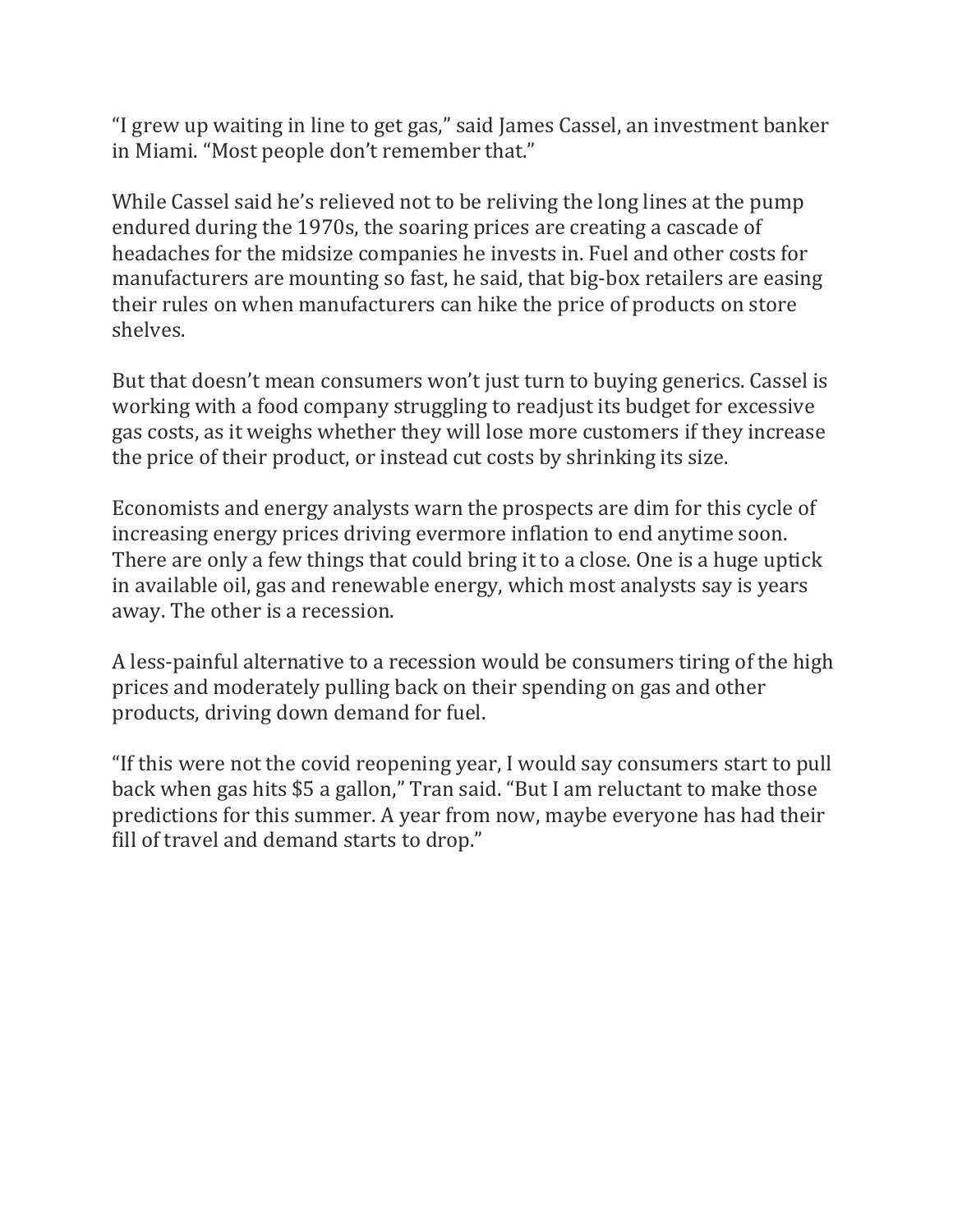"I grew up waiting in line to get gas," said James Cassel, an investment banker in Miami. "Most people don't remember that."

While Cassel said he's relieved not to be reliving the long lines at the pump endured during the 1970s, the soaring prices are creating a cascade of headaches for the midsize companies he invests in. Fuel and other costs for manufacturers are mounting so fast, he said, that big-box retailers are easing their rules on when manufacturers can hike the price of products on store shelves.

But that doesn't mean consumers won't just turn to buying generics. Cassel is working with a food company struggling to readjust its budget for excessive gas costs, as it weighs whether they will lose more customers if they increase the price of their product, or instead cut costs by shrinking its size.

Economists and energy analysts warn the prospects are dim for this cycle of increasing energy prices driving evermore inflation to end anytime soon. There are only a few things that could bring it to a close. One is a huge uptick in available oil, gas and renewable energy, which most analysts say is years away. The other is a recession.

A less-painful alternative to a recession would be consumers tiring of the high prices and moderately pulling back on their spending on gas and other products, driving down demand for fuel.

"If this were not the covid reopening year, I would say consumers start to pull back when gas hits $5 a gallon," Tran said. "But I am reluctant to make those predictions for this summer. A year from now, maybe everyone has had their fill of travel and demand starts to drop."